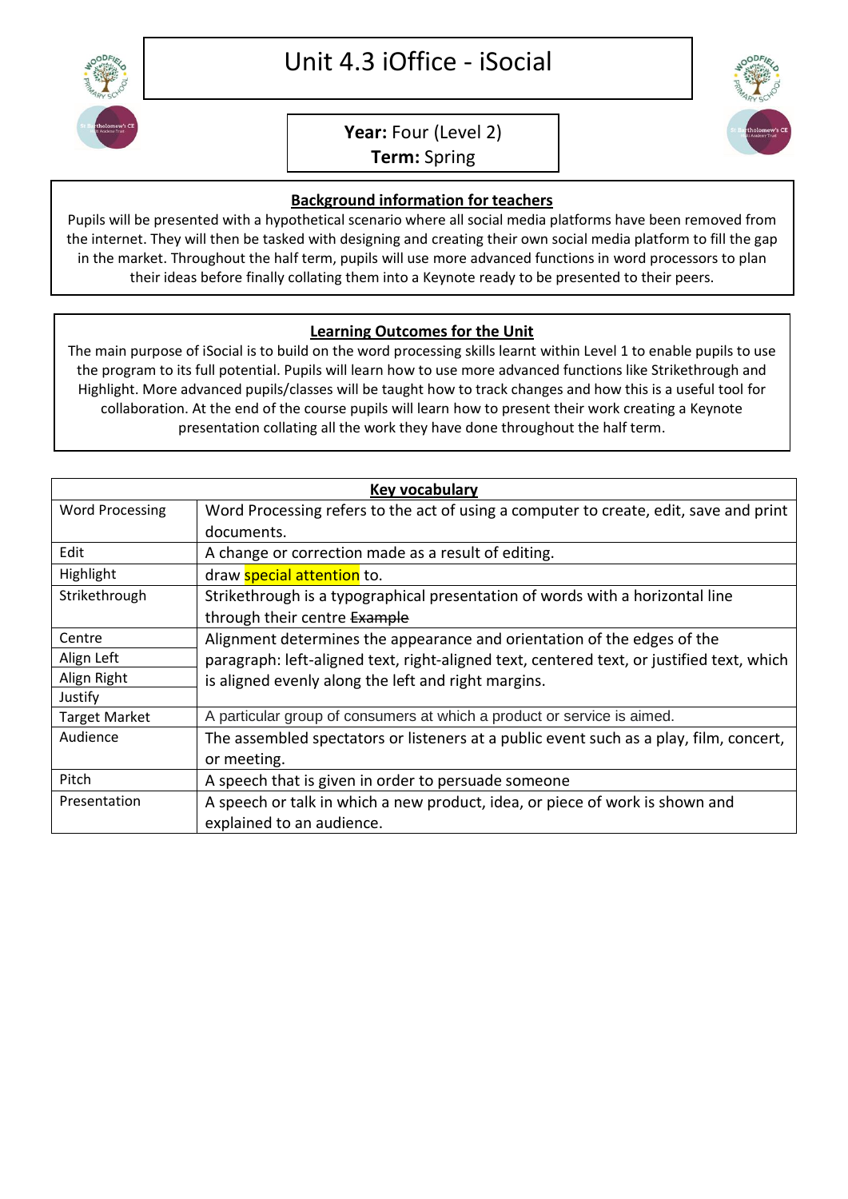# Unit 4.3 iOffice - iSocial

**Year:** Four (Level 2)
**Term:** Spring

## Background information for teachers

Pupils will be presented with a hypothetical scenario where all social media platforms have been removed from the internet. They will then be tasked with designing and creating their own social media platform to fill the gap in the market. Throughout the half term, pupils will use more advanced functions in word processors to plan their ideas before finally collating them into a Keynote ready to be presented to their peers.

## Learning Outcomes for the Unit

The main purpose of iSocial is to build on the word processing skills learnt within Level 1 to enable pupils to use the program to its full potential. Pupils will learn how to use more advanced functions like Strikethrough and Highlight. More advanced pupils/classes will be taught how to track changes and how this is a useful tool for collaboration. At the end of the course pupils will learn how to present their work creating a Keynote presentation collating all the work they have done throughout the half term.

## Key vocabulary

| Term | Definition |
| --- | --- |
| Word Processing | Word Processing refers to the act of using a computer to create, edit, save and print documents. |
| Edit | A change or correction made as a result of editing. |
| Highlight | draw special attention to. |
| Strikethrough | Strikethrough is a typographical presentation of words with a horizontal line through their centre ~~Example~~ |
| Centre<br>Align Left<br>Align Right<br>Justify | Alignment determines the appearance and orientation of the edges of the paragraph: left-aligned text, right-aligned text, centered text, or justified text, which is aligned evenly along the left and right margins. |
| Target Market | A particular group of consumers at which a product or service is aimed. |
| Audience | The assembled spectators or listeners at a public event such as a play, film, concert, or meeting. |
| Pitch | A speech that is given in order to persuade someone |
| Presentation | A speech or talk in which a new product, idea, or piece of work is shown and explained to an audience. |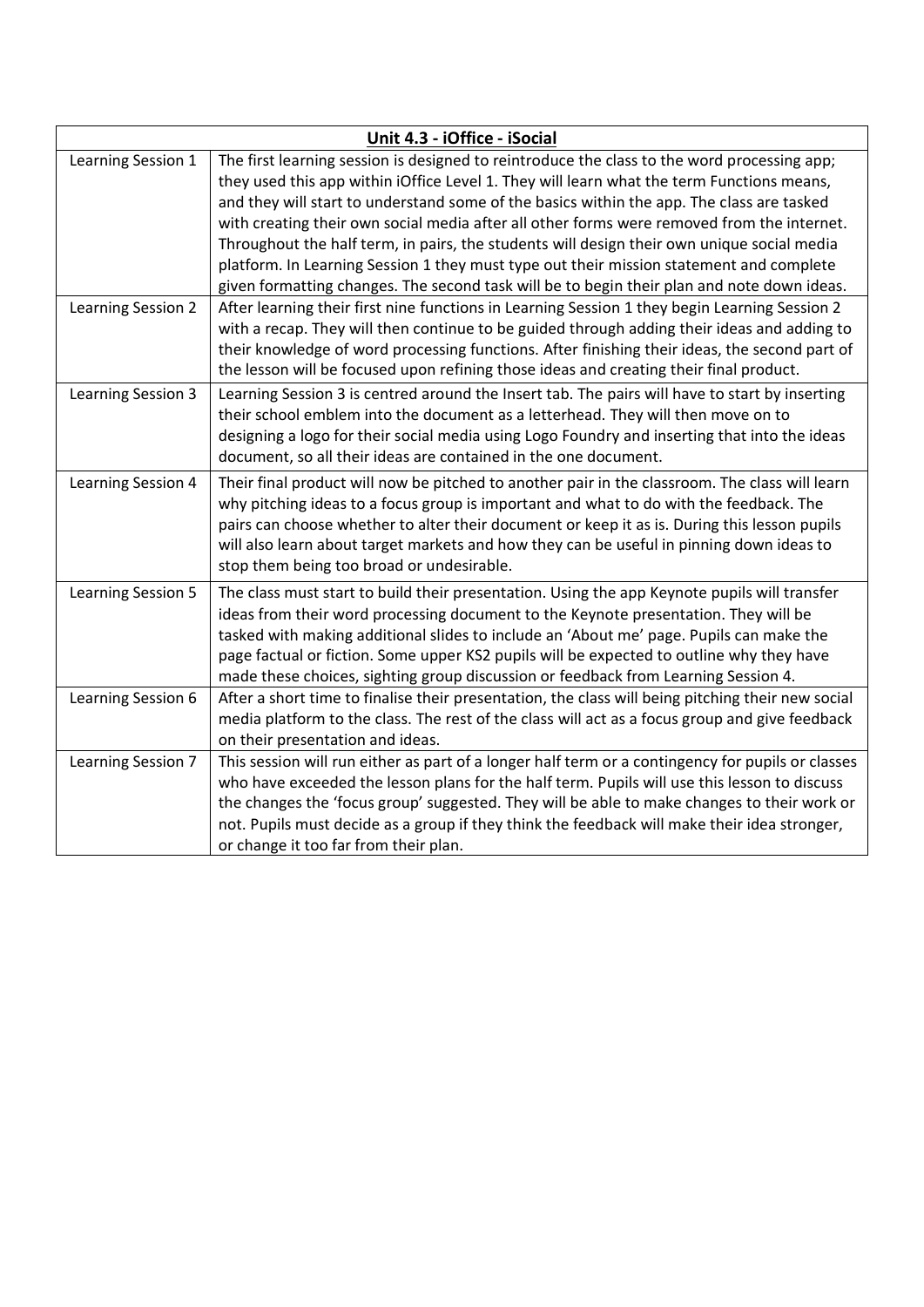| Unit 4.3 - iOffice - iSocial | |
|---|---|
| Learning Session 1 | The first learning session is designed to reintroduce the class to the word processing app; they used this app within iOffice Level 1. They will learn what the term Functions means, and they will start to understand some of the basics within the app. The class are tasked with creating their own social media after all other forms were removed from the internet. Throughout the half term, in pairs, the students will design their own unique social media platform. In Learning Session 1 they must type out their mission statement and complete given formatting changes. The second task will be to begin their plan and note down ideas. |
| Learning Session 2 | After learning their first nine functions in Learning Session 1 they begin Learning Session 2 with a recap. They will then continue to be guided through adding their ideas and adding to their knowledge of word processing functions. After finishing their ideas, the second part of the lesson will be focused upon refining those ideas and creating their final product. |
| Learning Session 3 | Learning Session 3 is centred around the Insert tab. The pairs will have to start by inserting their school emblem into the document as a letterhead. They will then move on to designing a logo for their social media using Logo Foundry and inserting that into the ideas document, so all their ideas are contained in the one document. |
| Learning Session 4 | Their final product will now be pitched to another pair in the classroom. The class will learn why pitching ideas to a focus group is important and what to do with the feedback. The pairs can choose whether to alter their document or keep it as is. During this lesson pupils will also learn about target markets and how they can be useful in pinning down ideas to stop them being too broad or undesirable. |
| Learning Session 5 | The class must start to build their presentation. Using the app Keynote pupils will transfer ideas from their word processing document to the Keynote presentation. They will be tasked with making additional slides to include an 'About me' page. Pupils can make the page factual or fiction. Some upper KS2 pupils will be expected to outline why they have made these choices, sighting group discussion or feedback from Learning Session 4. |
| Learning Session 6 | After a short time to finalise their presentation, the class will being pitching their new social media platform to the class. The rest of the class will act as a focus group and give feedback on their presentation and ideas. |
| Learning Session 7 | This session will run either as part of a longer half term or a contingency for pupils or classes who have exceeded the lesson plans for the half term. Pupils will use this lesson to discuss the changes the 'focus group' suggested. They will be able to make changes to their work or not. Pupils must decide as a group if they think the feedback will make their idea stronger, or change it too far from their plan. |